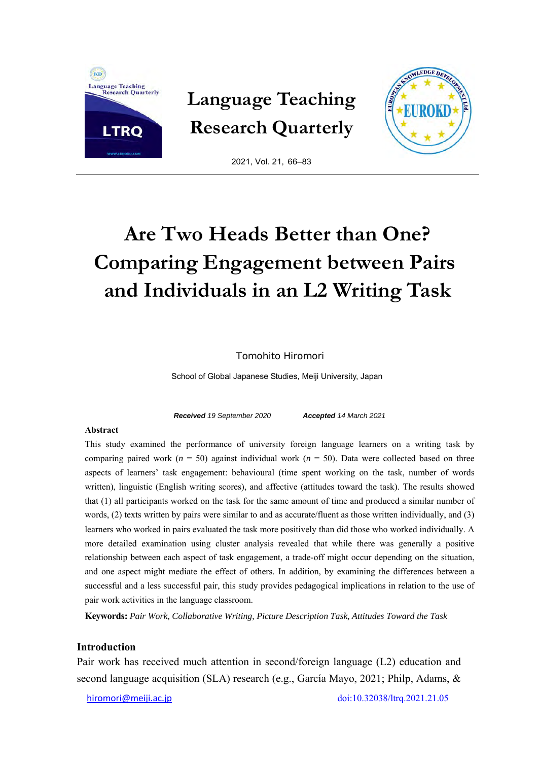# Are Two Heads Better than One? Comparing Engagement between Pairs and Individuals in an L2 Writing Task

Tomohito Hiromori

School of Global Japanese Studies, Meiji University, Japan

***Received*** *19 September 2020* ***Accepted*** *14 March 2021*

## Abstract

This study examined the performance of university foreign language learners on a writing task by comparing paired work ($n$ = 50) against individual work ($n$ = 50). Data were collected based on three aspects of learners' task engagement: behavioural (time spent working on the task, number of words written), linguistic (English writing scores), and affective (attitudes toward the task). The results showed that (1) all participants worked on the task for the same amount of time and produced a similar number of words, (2) texts written by pairs were similar to and as accurate/fluent as those written individually, and (3) learners who worked in pairs evaluated the task more positively than did those who worked individually. A more detailed examination using cluster analysis revealed that while there was generally a positive relationship between each aspect of task engagement, a trade-off might occur depending on the situation, and one aspect might mediate the effect of others. In addition, by examining the differences between a successful and a less successful pair, this study provides pedagogical implications in relation to the use of pair work activities in the language classroom.

**Keywords:** *Pair Work, Collaborative Writing, Picture Description Task, Attitudes Toward the Task*

## Introduction

Pair work has received much attention in second/foreign language (L2) education and second language acquisition (SLA) research (e.g., García Mayo, 2021; Philp, Adams, &

hiromori@meiji.ac.jp doi:10.32038/ltrq.2021.21.05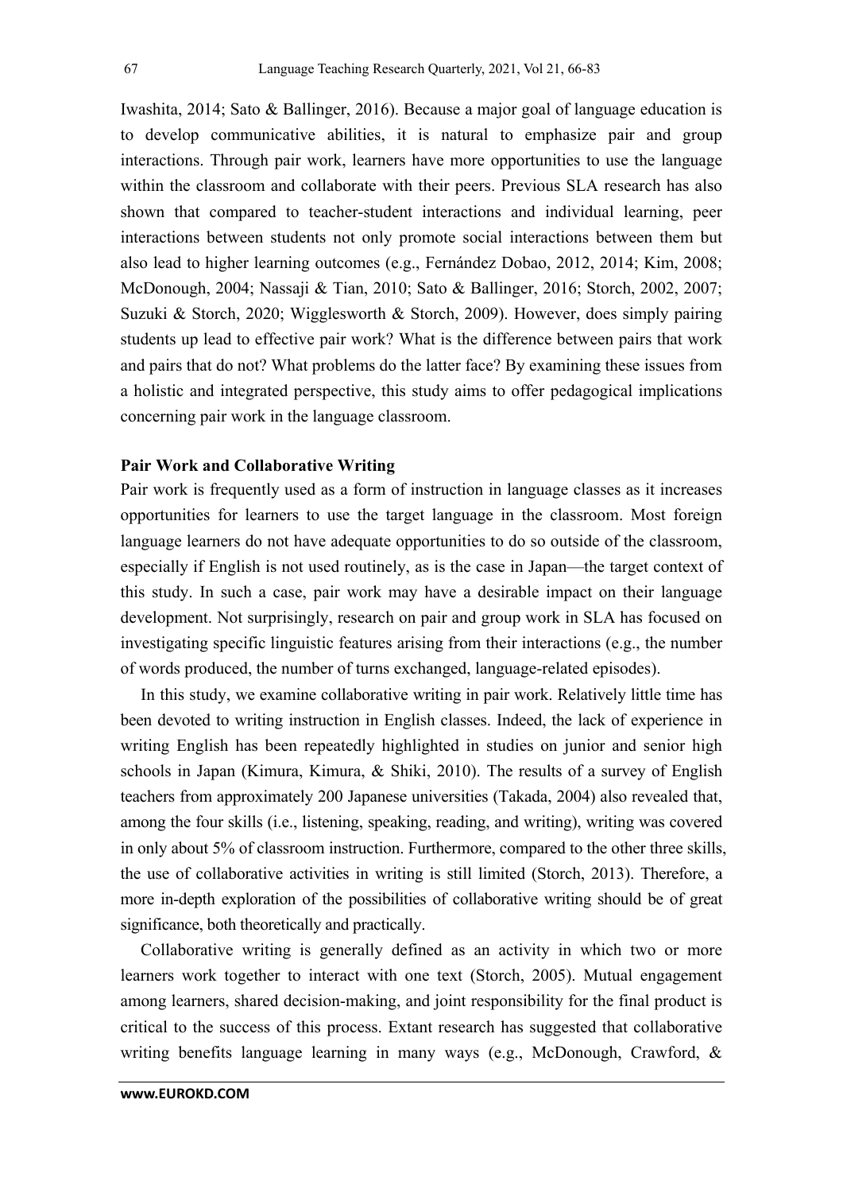Iwashita, 2014; Sato & Ballinger, 2016). Because a major goal of language education is to develop communicative abilities, it is natural to emphasize pair and group interactions. Through pair work, learners have more opportunities to use the language within the classroom and collaborate with their peers. Previous SLA research has also shown that compared to teacher-student interactions and individual learning, peer interactions between students not only promote social interactions between them but also lead to higher learning outcomes (e.g., Fernández Dobao, 2012, 2014; Kim, 2008; McDonough, 2004; Nassaji & Tian, 2010; Sato & Ballinger, 2016; Storch, 2002, 2007; Suzuki & Storch, 2020; Wigglesworth & Storch, 2009). However, does simply pairing students up lead to effective pair work? What is the difference between pairs that work and pairs that do not? What problems do the latter face? By examining these issues from a holistic and integrated perspective, this study aims to offer pedagogical implications concerning pair work in the language classroom.

**Pair Work and Collaborative Writing**

Pair work is frequently used as a form of instruction in language classes as it increases opportunities for learners to use the target language in the classroom. Most foreign language learners do not have adequate opportunities to do so outside of the classroom, especially if English is not used routinely, as is the case in Japan—the target context of this study. In such a case, pair work may have a desirable impact on their language development. Not surprisingly, research on pair and group work in SLA has focused on investigating specific linguistic features arising from their interactions (e.g., the number of words produced, the number of turns exchanged, language-related episodes).

In this study, we examine collaborative writing in pair work. Relatively little time has been devoted to writing instruction in English classes. Indeed, the lack of experience in writing English has been repeatedly highlighted in studies on junior and senior high schools in Japan (Kimura, Kimura, & Shiki, 2010). The results of a survey of English teachers from approximately 200 Japanese universities (Takada, 2004) also revealed that, among the four skills (i.e., listening, speaking, reading, and writing), writing was covered in only about 5% of classroom instruction. Furthermore, compared to the other three skills, the use of collaborative activities in writing is still limited (Storch, 2013). Therefore, a more in-depth exploration of the possibilities of collaborative writing should be of great significance, both theoretically and practically.

Collaborative writing is generally defined as an activity in which two or more learners work together to interact with one text (Storch, 2005). Mutual engagement among learners, shared decision-making, and joint responsibility for the final product is critical to the success of this process. Extant research has suggested that collaborative writing benefits language learning in many ways (e.g., McDonough, Crawford, &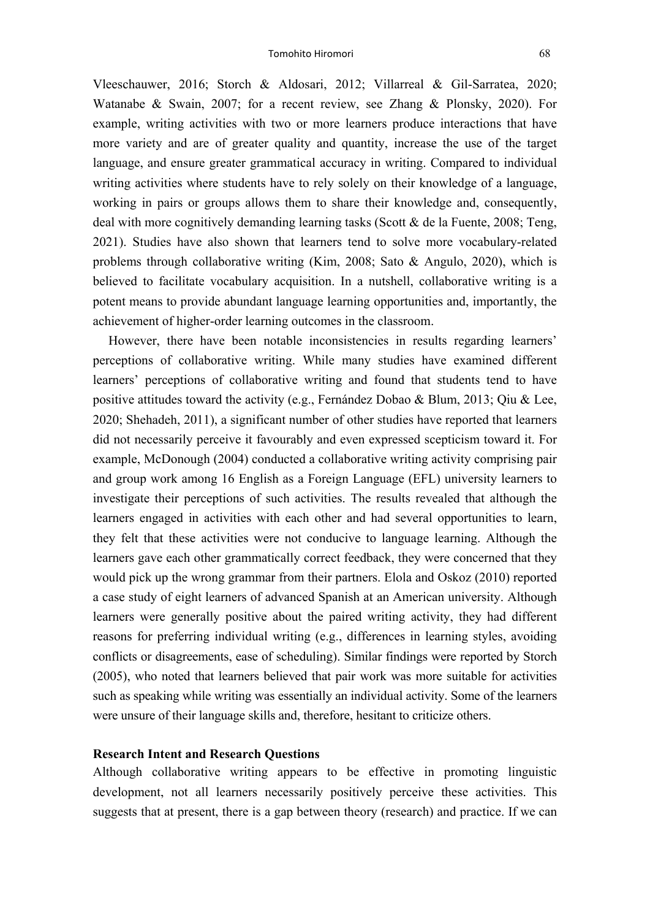Vleeschauwer, 2016; Storch & Aldosari, 2012; Villarreal & Gil-Sarratea, 2020; Watanabe & Swain, 2007; for a recent review, see Zhang & Plonsky, 2020). For example, writing activities with two or more learners produce interactions that have more variety and are of greater quality and quantity, increase the use of the target language, and ensure greater grammatical accuracy in writing. Compared to individual writing activities where students have to rely solely on their knowledge of a language, working in pairs or groups allows them to share their knowledge and, consequently, deal with more cognitively demanding learning tasks (Scott & de la Fuente, 2008; Teng, 2021). Studies have also shown that learners tend to solve more vocabulary-related problems through collaborative writing (Kim, 2008; Sato & Angulo, 2020), which is believed to facilitate vocabulary acquisition. In a nutshell, collaborative writing is a potent means to provide abundant language learning opportunities and, importantly, the achievement of higher-order learning outcomes in the classroom.

However, there have been notable inconsistencies in results regarding learners' perceptions of collaborative writing. While many studies have examined different learners' perceptions of collaborative writing and found that students tend to have positive attitudes toward the activity (e.g., Fernández Dobao & Blum, 2013; Qiu & Lee, 2020; Shehadeh, 2011), a significant number of other studies have reported that learners did not necessarily perceive it favourably and even expressed scepticism toward it. For example, McDonough (2004) conducted a collaborative writing activity comprising pair and group work among 16 English as a Foreign Language (EFL) university learners to investigate their perceptions of such activities. The results revealed that although the learners engaged in activities with each other and had several opportunities to learn, they felt that these activities were not conducive to language learning. Although the learners gave each other grammatically correct feedback, they were concerned that they would pick up the wrong grammar from their partners. Elola and Oskoz (2010) reported a case study of eight learners of advanced Spanish at an American university. Although learners were generally positive about the paired writing activity, they had different reasons for preferring individual writing (e.g., differences in learning styles, avoiding conflicts or disagreements, ease of scheduling). Similar findings were reported by Storch (2005), who noted that learners believed that pair work was more suitable for activities such as speaking while writing was essentially an individual activity. Some of the learners were unsure of their language skills and, therefore, hesitant to criticize others.

### Research Intent and Research Questions

Although collaborative writing appears to be effective in promoting linguistic development, not all learners necessarily positively perceive these activities. This suggests that at present, there is a gap between theory (research) and practice. If we can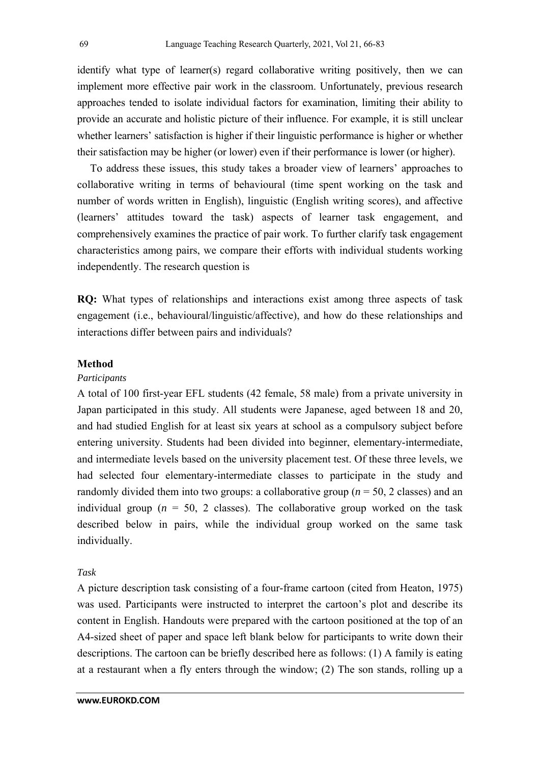identify what type of learner(s) regard collaborative writing positively, then we can implement more effective pair work in the classroom. Unfortunately, previous research approaches tended to isolate individual factors for examination, limiting their ability to provide an accurate and holistic picture of their influence. For example, it is still unclear whether learners' satisfaction is higher if their linguistic performance is higher or whether their satisfaction may be higher (or lower) even if their performance is lower (or higher).

To address these issues, this study takes a broader view of learners' approaches to collaborative writing in terms of behavioural (time spent working on the task and number of words written in English), linguistic (English writing scores), and affective (learners' attitudes toward the task) aspects of learner task engagement, and comprehensively examines the practice of pair work. To further clarify task engagement characteristics among pairs, we compare their efforts with individual students working independently. The research question is

**RQ:** What types of relationships and interactions exist among three aspects of task engagement (i.e., behavioural/linguistic/affective), and how do these relationships and interactions differ between pairs and individuals?

## Method

### *Participants*

A total of 100 first-year EFL students (42 female, 58 male) from a private university in Japan participated in this study. All students were Japanese, aged between 18 and 20, and had studied English for at least six years at school as a compulsory subject before entering university. Students had been divided into beginner, elementary-intermediate, and intermediate levels based on the university placement test. Of these three levels, we had selected four elementary-intermediate classes to participate in the study and randomly divided them into two groups: a collaborative group ($n$ = 50, 2 classes) and an individual group ($n$ = 50, 2 classes). The collaborative group worked on the task described below in pairs, while the individual group worked on the same task individually.

### *Task*

A picture description task consisting of a four-frame cartoon (cited from Heaton, 1975) was used. Participants were instructed to interpret the cartoon's plot and describe its content in English. Handouts were prepared with the cartoon positioned at the top of an A4-sized sheet of paper and space left blank below for participants to write down their descriptions. The cartoon can be briefly described here as follows: (1) A family is eating at a restaurant when a fly enters through the window; (2) The son stands, rolling up a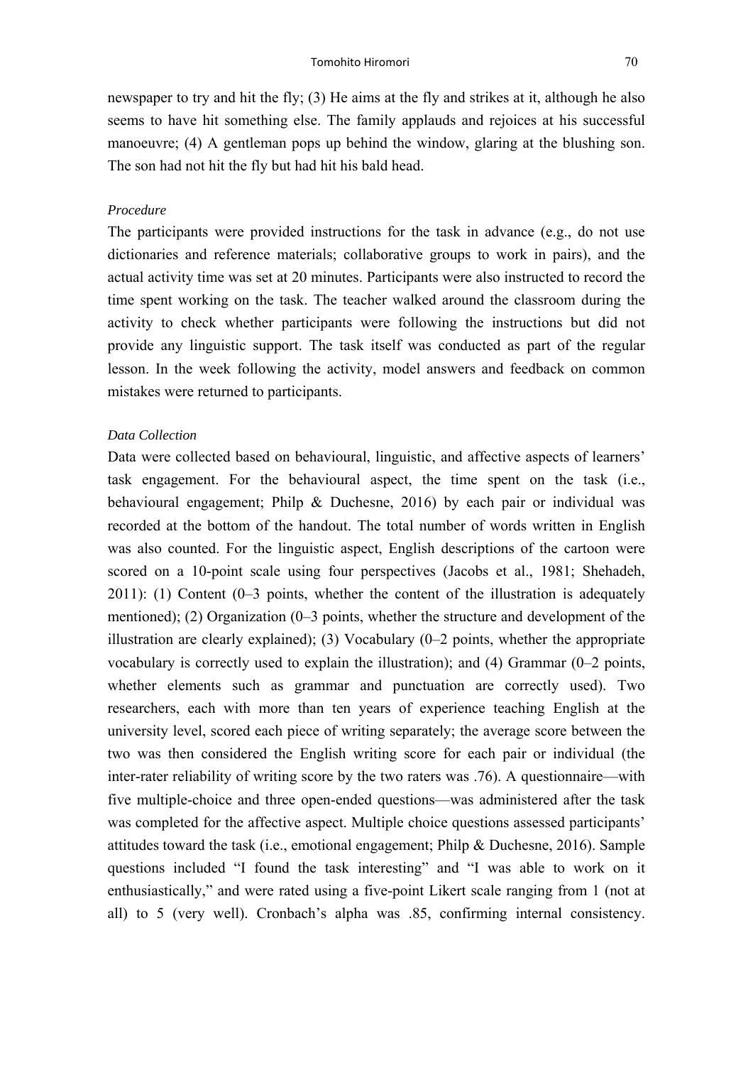newspaper to try and hit the fly; (3) He aims at the fly and strikes at it, although he also seems to have hit something else. The family applauds and rejoices at his successful manoeuvre; (4) A gentleman pops up behind the window, glaring at the blushing son. The son had not hit the fly but had hit his bald head.

*Procedure*

The participants were provided instructions for the task in advance (e.g., do not use dictionaries and reference materials; collaborative groups to work in pairs), and the actual activity time was set at 20 minutes. Participants were also instructed to record the time spent working on the task. The teacher walked around the classroom during the activity to check whether participants were following the instructions but did not provide any linguistic support. The task itself was conducted as part of the regular lesson. In the week following the activity, model answers and feedback on common mistakes were returned to participants.

*Data Collection*

Data were collected based on behavioural, linguistic, and affective aspects of learners' task engagement. For the behavioural aspect, the time spent on the task (i.e., behavioural engagement; Philp & Duchesne, 2016) by each pair or individual was recorded at the bottom of the handout. The total number of words written in English was also counted. For the linguistic aspect, English descriptions of the cartoon were scored on a 10-point scale using four perspectives (Jacobs et al., 1981; Shehadeh, 2011): (1) Content (0–3 points, whether the content of the illustration is adequately mentioned); (2) Organization (0–3 points, whether the structure and development of the illustration are clearly explained); (3) Vocabulary (0–2 points, whether the appropriate vocabulary is correctly used to explain the illustration); and (4) Grammar (0–2 points, whether elements such as grammar and punctuation are correctly used). Two researchers, each with more than ten years of experience teaching English at the university level, scored each piece of writing separately; the average score between the two was then considered the English writing score for each pair or individual (the inter-rater reliability of writing score by the two raters was .76). A questionnaire—with five multiple-choice and three open-ended questions—was administered after the task was completed for the affective aspect. Multiple choice questions assessed participants' attitudes toward the task (i.e., emotional engagement; Philp & Duchesne, 2016). Sample questions included "I found the task interesting" and "I was able to work on it enthusiastically," and were rated using a five-point Likert scale ranging from 1 (not at all) to 5 (very well). Cronbach's alpha was .85, confirming internal consistency.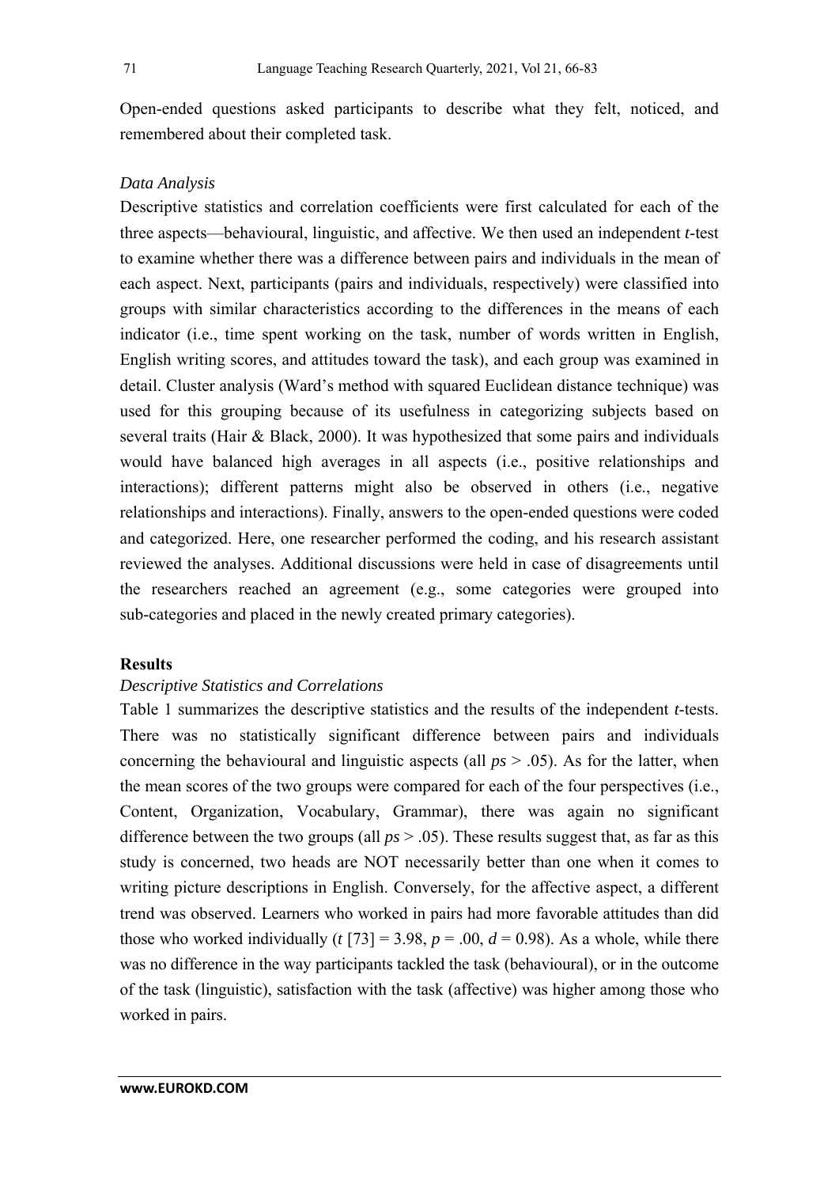Open-ended questions asked participants to describe what they felt, noticed, and remembered about their completed task.

*Data Analysis*

Descriptive statistics and correlation coefficients were first calculated for each of the three aspects—behavioural, linguistic, and affective. We then used an independent *t*-test to examine whether there was a difference between pairs and individuals in the mean of each aspect. Next, participants (pairs and individuals, respectively) were classified into groups with similar characteristics according to the differences in the means of each indicator (i.e., time spent working on the task, number of words written in English, English writing scores, and attitudes toward the task), and each group was examined in detail. Cluster analysis (Ward's method with squared Euclidean distance technique) was used for this grouping because of its usefulness in categorizing subjects based on several traits (Hair & Black, 2000). It was hypothesized that some pairs and individuals would have balanced high averages in all aspects (i.e., positive relationships and interactions); different patterns might also be observed in others (i.e., negative relationships and interactions). Finally, answers to the open-ended questions were coded and categorized. Here, one researcher performed the coding, and his research assistant reviewed the analyses. Additional discussions were held in case of disagreements until the researchers reached an agreement (e.g., some categories were grouped into sub-categories and placed in the newly created primary categories).

## Results

*Descriptive Statistics and Correlations*

Table 1 summarizes the descriptive statistics and the results of the independent *t*-tests. There was no statistically significant difference between pairs and individuals concerning the behavioural and linguistic aspects (all $ps > .05$). As for the latter, when the mean scores of the two groups were compared for each of the four perspectives (i.e., Content, Organization, Vocabulary, Grammar), there was again no significant difference between the two groups (all $ps > .05$). These results suggest that, as far as this study is concerned, two heads are NOT necessarily better than one when it comes to writing picture descriptions in English. Conversely, for the affective aspect, a different trend was observed. Learners who worked in pairs had more favorable attitudes than did those who worked individually ($t$ [73] = 3.98, $p = .00$, $d = 0.98$). As a whole, while there was no difference in the way participants tackled the task (behavioural), or in the outcome of the task (linguistic), satisfaction with the task (affective) was higher among those who worked in pairs.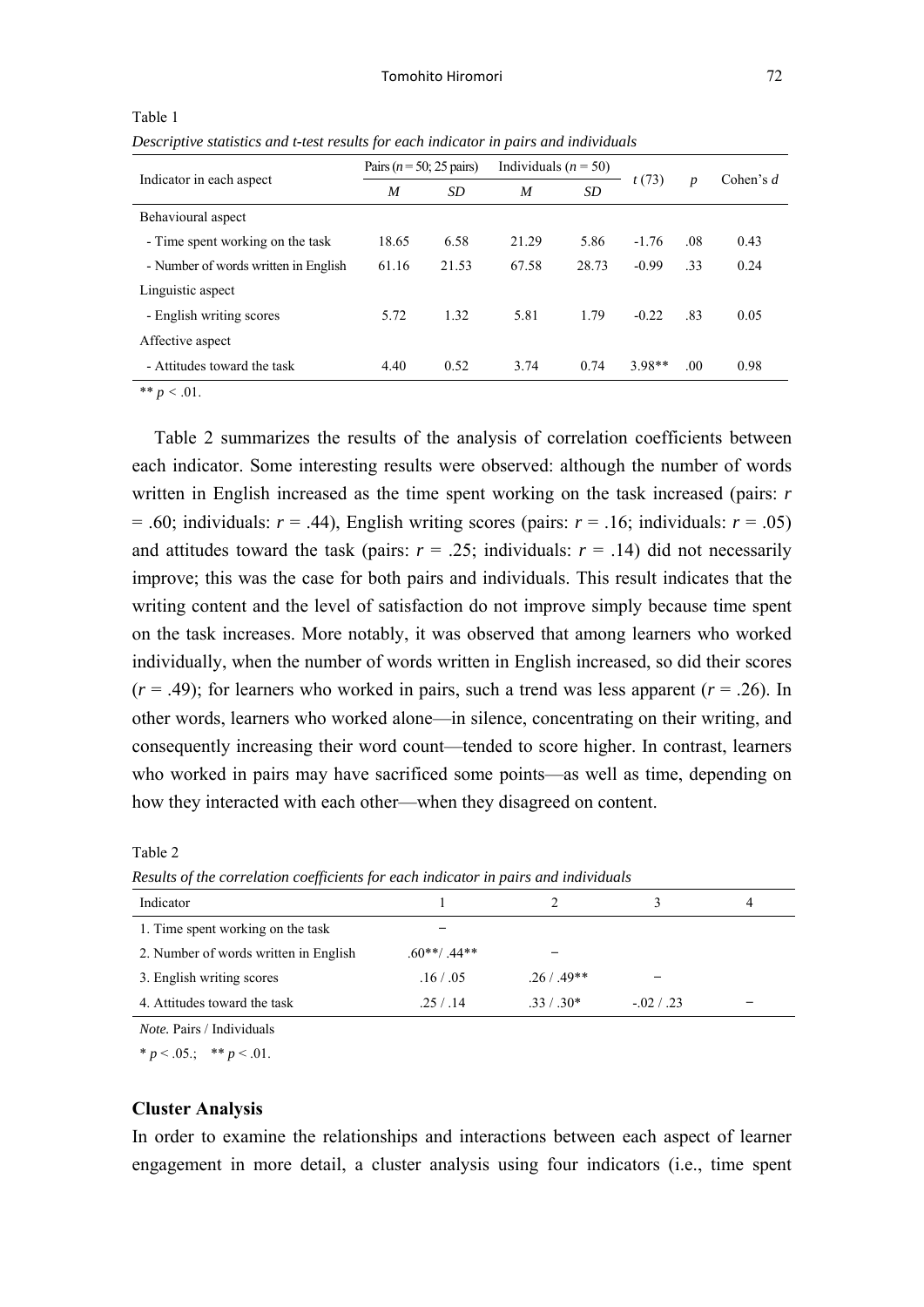Table 1

*Descriptive statistics and t-test results for each indicator in pairs and individuals*

| Indicator in each aspect | Pairs ($n$ = 50; 25 pairs) | | Individuals ($n$ = 50) | | $t$ (73) | $p$ | Cohen's $d$ |
|---|---|---|---|---|---|---|---|
| | $M$ | $SD$ | $M$ | $SD$ | | | |
| Behavioural aspect | | | | | | | |
| - Time spent working on the task | 18.65 | 6.58 | 21.29 | 5.86 | -1.76 | .08 | 0.43 |
| - Number of words written in English | 61.16 | 21.53 | 67.58 | 28.73 | -0.99 | .33 | 0.24 |
| Linguistic aspect | | | | | | | |
| - English writing scores | 5.72 | 1.32 | 5.81 | 1.79 | -0.22 | .83 | 0.05 |
| Affective aspect | | | | | | | |
| - Attitudes toward the task | 4.40 | 0.52 | 3.74 | 0.74 | 3.98** | .00 | 0.98 |

** $p$ < .01.

Table 2 summarizes the results of the analysis of correlation coefficients between each indicator. Some interesting results were observed: although the number of words written in English increased as the time spent working on the task increased (pairs: $r$ = .60; individuals: $r$ = .44), English writing scores (pairs: $r$ = .16; individuals: $r$ = .05) and attitudes toward the task (pairs: $r$ = .25; individuals: $r$ = .14) did not necessarily improve; this was the case for both pairs and individuals. This result indicates that the writing content and the level of satisfaction do not improve simply because time spent on the task increases. More notably, it was observed that among learners who worked individually, when the number of words written in English increased, so did their scores ($r$ = .49); for learners who worked in pairs, such a trend was less apparent ($r$ = .26). In other words, learners who worked alone—in silence, concentrating on their writing, and consequently increasing their word count—tended to score higher. In contrast, learners who worked in pairs may have sacrificed some points—as well as time, depending on how they interacted with each other—when they disagreed on content.

Table 2

*Results of the correlation coefficients for each indicator in pairs and individuals*

| Indicator | 1 | 2 | 3 | 4 |
|---|---|---|---|---|
| 1. Time spent working on the task | – | | | |
| 2. Number of words written in English | .60**/ .44** | – | | |
| 3. English writing scores | .16 / .05 | .26 / .49** | – | |
| 4. Attitudes toward the task | .25 / .14 | .33 / .30* | -.02 / .23 | – |

*Note.* Pairs / Individuals

* $p$ < .05.;  ** $p$ < .01.

### Cluster Analysis

In order to examine the relationships and interactions between each aspect of learner engagement in more detail, a cluster analysis using four indicators (i.e., time spent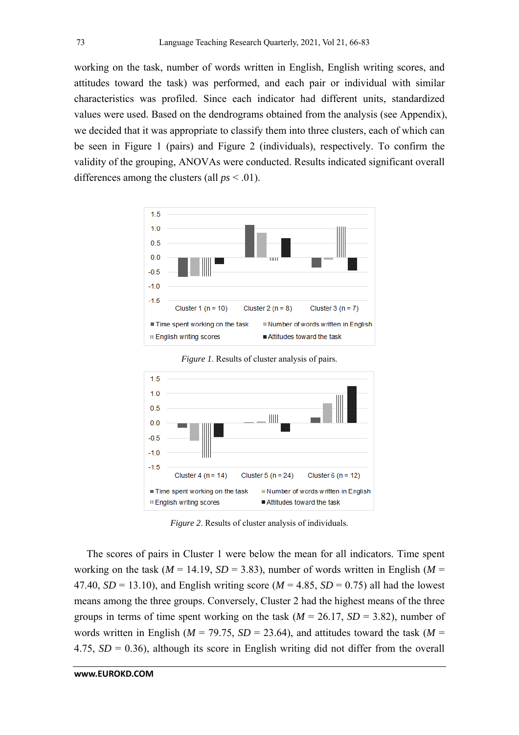working on the task, number of words written in English, English writing scores, and attitudes toward the task) was performed, and each pair or individual with similar characteristics was profiled. Since each indicator had different units, standardized values were used. Based on the dendrograms obtained from the analysis (see Appendix), we decided that it was appropriate to classify them into three clusters, each of which can be seen in Figure 1 (pairs) and Figure 2 (individuals), respectively. To confirm the validity of the grouping, ANOVAs were conducted. Results indicated significant overall differences among the clusters (all *ps* < .01).

*Figure 1*. Results of cluster analysis of pairs.

*Figure 2*. Results of cluster analysis of individuals.

The scores of pairs in Cluster 1 were below the mean for all indicators. Time spent working on the task ($M$ = 14.19, $SD$ = 3.83), number of words written in English ($M$ = 47.40, $SD$ = 13.10), and English writing score ($M$ = 4.85, $SD$ = 0.75) all had the lowest means among the three groups. Conversely, Cluster 2 had the highest means of the three groups in terms of time spent working on the task ($M$ = 26.17, $SD$ = 3.82), number of words written in English ($M$ = 79.75, $SD$ = 23.64), and attitudes toward the task ($M$ = 4.75, $SD$ = 0.36), although its score in English writing did not differ from the overall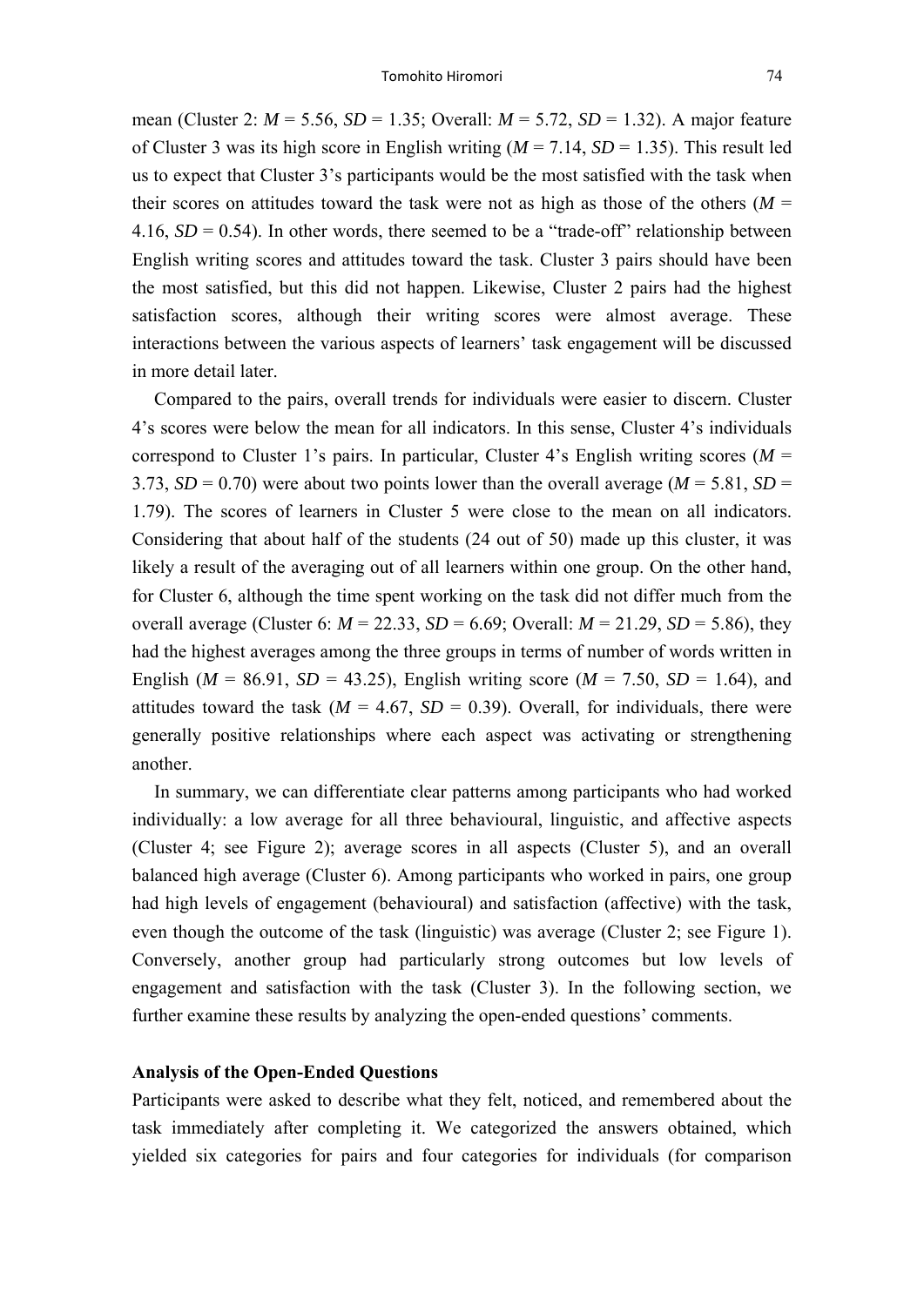mean (Cluster 2: *M* = 5.56, *SD* = 1.35; Overall: *M* = 5.72, *SD* = 1.32). A major feature of Cluster 3 was its high score in English writing (*M* = 7.14, *SD* = 1.35). This result led us to expect that Cluster 3's participants would be the most satisfied with the task when their scores on attitudes toward the task were not as high as those of the others (*M* = 4.16, *SD* = 0.54). In other words, there seemed to be a "trade-off" relationship between English writing scores and attitudes toward the task. Cluster 3 pairs should have been the most satisfied, but this did not happen. Likewise, Cluster 2 pairs had the highest satisfaction scores, although their writing scores were almost average. These interactions between the various aspects of learners' task engagement will be discussed in more detail later.

Compared to the pairs, overall trends for individuals were easier to discern. Cluster 4's scores were below the mean for all indicators. In this sense, Cluster 4's individuals correspond to Cluster 1's pairs. In particular, Cluster 4's English writing scores (*M* = 3.73, *SD* = 0.70) were about two points lower than the overall average (*M* = 5.81, *SD* = 1.79). The scores of learners in Cluster 5 were close to the mean on all indicators. Considering that about half of the students (24 out of 50) made up this cluster, it was likely a result of the averaging out of all learners within one group. On the other hand, for Cluster 6, although the time spent working on the task did not differ much from the overall average (Cluster 6: *M* = 22.33, *SD* = 6.69; Overall: *M* = 21.29, *SD* = 5.86), they had the highest averages among the three groups in terms of number of words written in English (*M* = 86.91, *SD* = 43.25), English writing score (*M* = 7.50, *SD* = 1.64), and attitudes toward the task (*M* = 4.67, *SD* = 0.39). Overall, for individuals, there were generally positive relationships where each aspect was activating or strengthening another.

In summary, we can differentiate clear patterns among participants who had worked individually: a low average for all three behavioural, linguistic, and affective aspects (Cluster 4; see Figure 2); average scores in all aspects (Cluster 5), and an overall balanced high average (Cluster 6). Among participants who worked in pairs, one group had high levels of engagement (behavioural) and satisfaction (affective) with the task, even though the outcome of the task (linguistic) was average (Cluster 2; see Figure 1). Conversely, another group had particularly strong outcomes but low levels of engagement and satisfaction with the task (Cluster 3). In the following section, we further examine these results by analyzing the open-ended questions' comments.

**Analysis of the Open-Ended Questions**

Participants were asked to describe what they felt, noticed, and remembered about the task immediately after completing it. We categorized the answers obtained, which yielded six categories for pairs and four categories for individuals (for comparison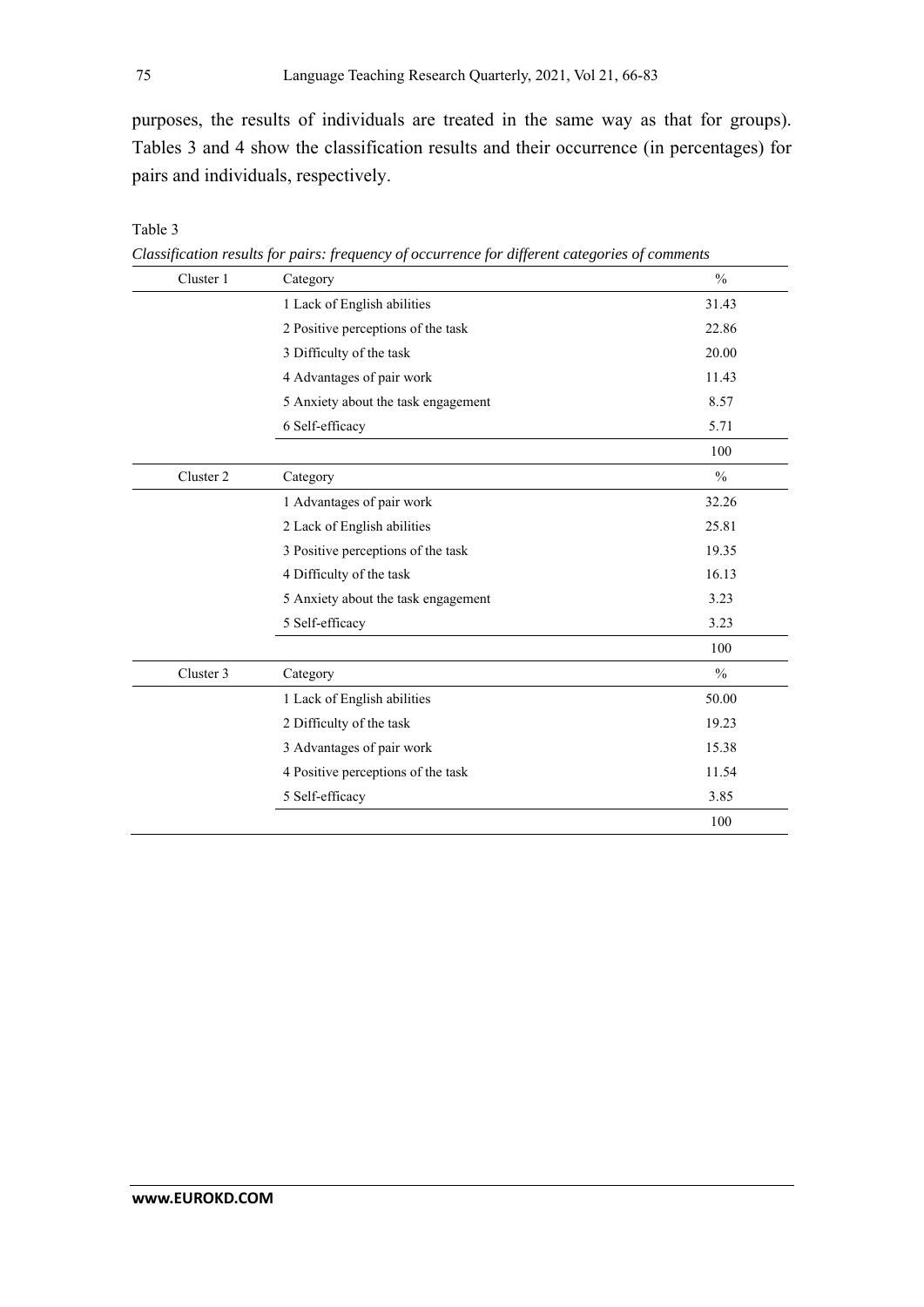purposes, the results of individuals are treated in the same way as that for groups). Tables 3 and 4 show the classification results and their occurrence (in percentages) for pairs and individuals, respectively.

Table 3

*Classification results for pairs: frequency of occurrence for different categories of comments*

| Cluster 1 | Category | % |
|---|---|---|
| | 1 Lack of English abilities | 31.43 |
| | 2 Positive perceptions of the task | 22.86 |
| | 3 Difficulty of the task | 20.00 |
| | 4 Advantages of pair work | 11.43 |
| | 5 Anxiety about the task engagement | 8.57 |
| | 6 Self-efficacy | 5.71 |
| | | 100 |
| **Cluster 2** | **Category** | **%** |
| | 1 Advantages of pair work | 32.26 |
| | 2 Lack of English abilities | 25.81 |
| | 3 Positive perceptions of the task | 19.35 |
| | 4 Difficulty of the task | 16.13 |
| | 5 Anxiety about the task engagement | 3.23 |
| | 5 Self-efficacy | 3.23 |
| | | 100 |
| **Cluster 3** | **Category** | **%** |
| | 1 Lack of English abilities | 50.00 |
| | 2 Difficulty of the task | 19.23 |
| | 3 Advantages of pair work | 15.38 |
| | 4 Positive perceptions of the task | 11.54 |
| | 5 Self-efficacy | 3.85 |
| | | 100 |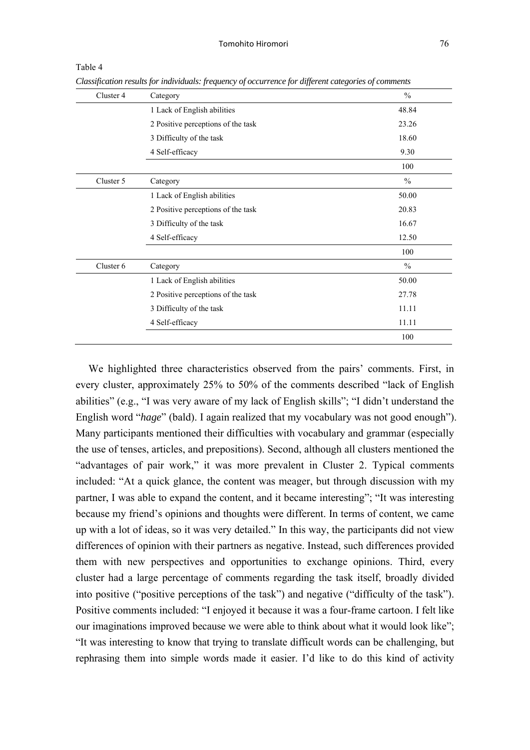Table 4

*Classification results for individuals: frequency of occurrence for different categories of comments*

| Cluster 4 | Category | % |
|---|---|---|
| | 1 Lack of English abilities | 48.84 |
| | 2 Positive perceptions of the task | 23.26 |
| | 3 Difficulty of the task | 18.60 |
| | 4 Self-efficacy | 9.30 |
| | | 100 |
| **Cluster 5** | **Category** | **%** |
| | 1 Lack of English abilities | 50.00 |
| | 2 Positive perceptions of the task | 20.83 |
| | 3 Difficulty of the task | 16.67 |
| | 4 Self-efficacy | 12.50 |
| | | 100 |
| **Cluster 6** | **Category** | **%** |
| | 1 Lack of English abilities | 50.00 |
| | 2 Positive perceptions of the task | 27.78 |
| | 3 Difficulty of the task | 11.11 |
| | 4 Self-efficacy | 11.11 |
| | | 100 |

We highlighted three characteristics observed from the pairs' comments. First, in every cluster, approximately 25% to 50% of the comments described "lack of English abilities" (e.g., "I was very aware of my lack of English skills"; "I didn't understand the English word "*hage*" (bald). I again realized that my vocabulary was not good enough"). Many participants mentioned their difficulties with vocabulary and grammar (especially the use of tenses, articles, and prepositions). Second, although all clusters mentioned the "advantages of pair work," it was more prevalent in Cluster 2. Typical comments included: "At a quick glance, the content was meager, but through discussion with my partner, I was able to expand the content, and it became interesting"; "It was interesting because my friend's opinions and thoughts were different. In terms of content, we came up with a lot of ideas, so it was very detailed." In this way, the participants did not view differences of opinion with their partners as negative. Instead, such differences provided them with new perspectives and opportunities to exchange opinions. Third, every cluster had a large percentage of comments regarding the task itself, broadly divided into positive ("positive perceptions of the task") and negative ("difficulty of the task"). Positive comments included: "I enjoyed it because it was a four-frame cartoon. I felt like our imaginations improved because we were able to think about what it would look like"; "It was interesting to know that trying to translate difficult words can be challenging, but rephrasing them into simple words made it easier. I'd like to do this kind of activity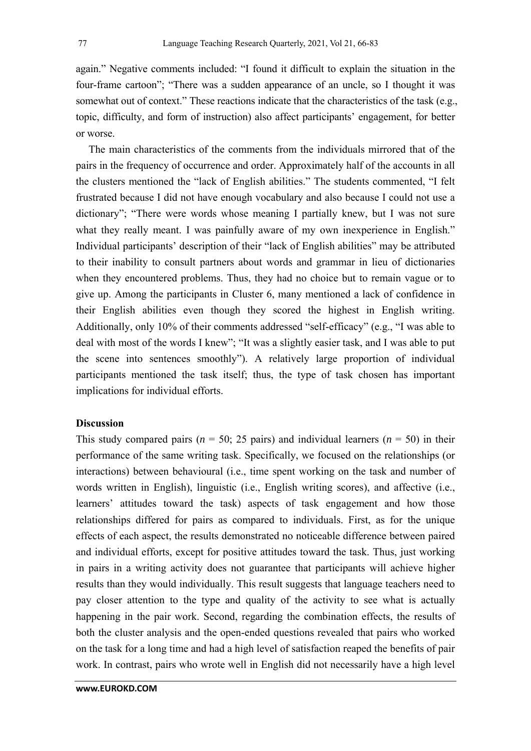again." Negative comments included: "I found it difficult to explain the situation in the four-frame cartoon"; "There was a sudden appearance of an uncle, so I thought it was somewhat out of context." These reactions indicate that the characteristics of the task (e.g., topic, difficulty, and form of instruction) also affect participants' engagement, for better or worse.

The main characteristics of the comments from the individuals mirrored that of the pairs in the frequency of occurrence and order. Approximately half of the accounts in all the clusters mentioned the "lack of English abilities." The students commented, "I felt frustrated because I did not have enough vocabulary and also because I could not use a dictionary"; "There were words whose meaning I partially knew, but I was not sure what they really meant. I was painfully aware of my own inexperience in English." Individual participants' description of their "lack of English abilities" may be attributed to their inability to consult partners about words and grammar in lieu of dictionaries when they encountered problems. Thus, they had no choice but to remain vague or to give up. Among the participants in Cluster 6, many mentioned a lack of confidence in their English abilities even though they scored the highest in English writing. Additionally, only 10% of their comments addressed "self-efficacy" (e.g., "I was able to deal with most of the words I knew"; "It was a slightly easier task, and I was able to put the scene into sentences smoothly"). A relatively large proportion of individual participants mentioned the task itself; thus, the type of task chosen has important implications for individual efforts.

## Discussion

This study compared pairs ($n$ = 50; 25 pairs) and individual learners ($n$ = 50) in their performance of the same writing task. Specifically, we focused on the relationships (or interactions) between behavioural (i.e., time spent working on the task and number of words written in English), linguistic (i.e., English writing scores), and affective (i.e., learners' attitudes toward the task) aspects of task engagement and how those relationships differed for pairs as compared to individuals. First, as for the unique effects of each aspect, the results demonstrated no noticeable difference between paired and individual efforts, except for positive attitudes toward the task. Thus, just working in pairs in a writing activity does not guarantee that participants will achieve higher results than they would individually. This result suggests that language teachers need to pay closer attention to the type and quality of the activity to see what is actually happening in the pair work. Second, regarding the combination effects, the results of both the cluster analysis and the open-ended questions revealed that pairs who worked on the task for a long time and had a high level of satisfaction reaped the benefits of pair work. In contrast, pairs who wrote well in English did not necessarily have a high level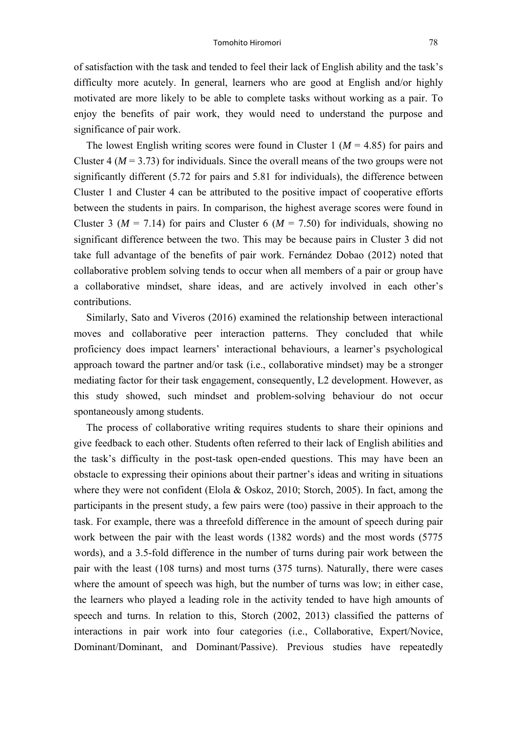of satisfaction with the task and tended to feel their lack of English ability and the task's difficulty more acutely. In general, learners who are good at English and/or highly motivated are more likely to be able to complete tasks without working as a pair. To enjoy the benefits of pair work, they would need to understand the purpose and significance of pair work.

The lowest English writing scores were found in Cluster 1 ($M$ = 4.85) for pairs and Cluster 4 ($M$ = 3.73) for individuals. Since the overall means of the two groups were not significantly different (5.72 for pairs and 5.81 for individuals), the difference between Cluster 1 and Cluster 4 can be attributed to the positive impact of cooperative efforts between the students in pairs. In comparison, the highest average scores were found in Cluster 3 ($M$ = 7.14) for pairs and Cluster 6 ($M$ = 7.50) for individuals, showing no significant difference between the two. This may be because pairs in Cluster 3 did not take full advantage of the benefits of pair work. Fernández Dobao (2012) noted that collaborative problem solving tends to occur when all members of a pair or group have a collaborative mindset, share ideas, and are actively involved in each other's contributions.

Similarly, Sato and Viveros (2016) examined the relationship between interactional moves and collaborative peer interaction patterns. They concluded that while proficiency does impact learners' interactional behaviours, a learner's psychological approach toward the partner and/or task (i.e., collaborative mindset) may be a stronger mediating factor for their task engagement, consequently, L2 development. However, as this study showed, such mindset and problem-solving behaviour do not occur spontaneously among students.

The process of collaborative writing requires students to share their opinions and give feedback to each other. Students often referred to their lack of English abilities and the task's difficulty in the post-task open-ended questions. This may have been an obstacle to expressing their opinions about their partner's ideas and writing in situations where they were not confident (Elola & Oskoz, 2010; Storch, 2005). In fact, among the participants in the present study, a few pairs were (too) passive in their approach to the task. For example, there was a threefold difference in the amount of speech during pair work between the pair with the least words (1382 words) and the most words (5775 words), and a 3.5-fold difference in the number of turns during pair work between the pair with the least (108 turns) and most turns (375 turns). Naturally, there were cases where the amount of speech was high, but the number of turns was low; in either case, the learners who played a leading role in the activity tended to have high amounts of speech and turns. In relation to this, Storch (2002, 2013) classified the patterns of interactions in pair work into four categories (i.e., Collaborative, Expert/Novice, Dominant/Dominant, and Dominant/Passive). Previous studies have repeatedly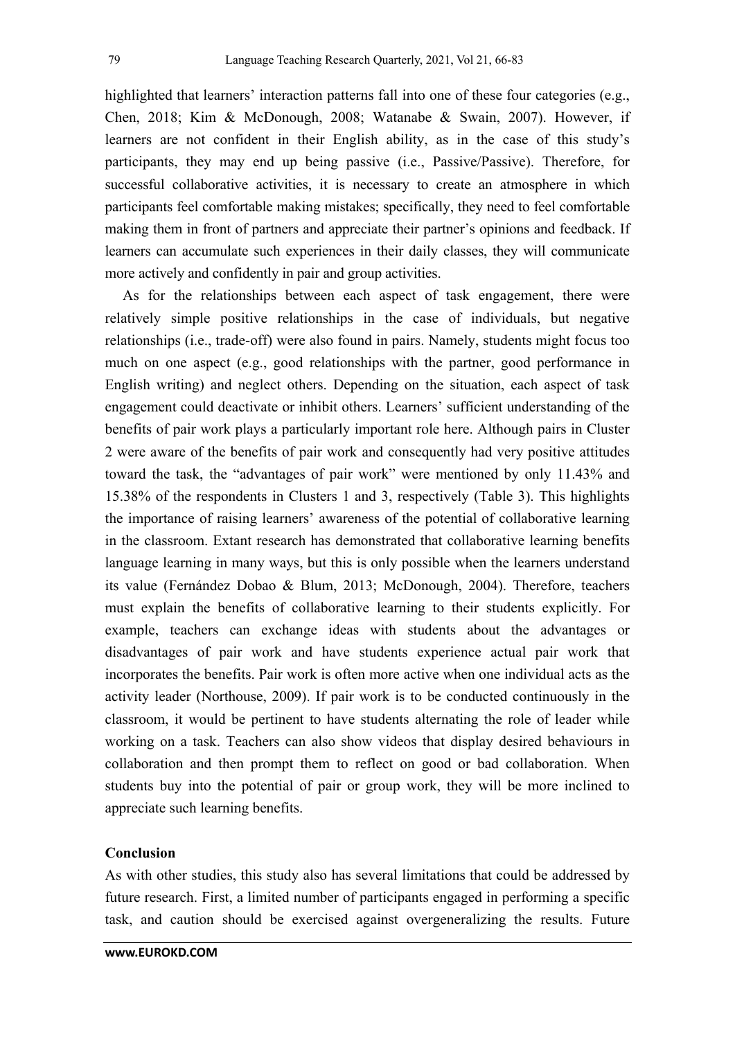highlighted that learners' interaction patterns fall into one of these four categories (e.g., Chen, 2018; Kim & McDonough, 2008; Watanabe & Swain, 2007). However, if learners are not confident in their English ability, as in the case of this study's participants, they may end up being passive (i.e., Passive/Passive). Therefore, for successful collaborative activities, it is necessary to create an atmosphere in which participants feel comfortable making mistakes; specifically, they need to feel comfortable making them in front of partners and appreciate their partner's opinions and feedback. If learners can accumulate such experiences in their daily classes, they will communicate more actively and confidently in pair and group activities.

As for the relationships between each aspect of task engagement, there were relatively simple positive relationships in the case of individuals, but negative relationships (i.e., trade-off) were also found in pairs. Namely, students might focus too much on one aspect (e.g., good relationships with the partner, good performance in English writing) and neglect others. Depending on the situation, each aspect of task engagement could deactivate or inhibit others. Learners' sufficient understanding of the benefits of pair work plays a particularly important role here. Although pairs in Cluster 2 were aware of the benefits of pair work and consequently had very positive attitudes toward the task, the "advantages of pair work" were mentioned by only 11.43% and 15.38% of the respondents in Clusters 1 and 3, respectively (Table 3). This highlights the importance of raising learners' awareness of the potential of collaborative learning in the classroom. Extant research has demonstrated that collaborative learning benefits language learning in many ways, but this is only possible when the learners understand its value (Fernández Dobao & Blum, 2013; McDonough, 2004). Therefore, teachers must explain the benefits of collaborative learning to their students explicitly. For example, teachers can exchange ideas with students about the advantages or disadvantages of pair work and have students experience actual pair work that incorporates the benefits. Pair work is often more active when one individual acts as the activity leader (Northouse, 2009). If pair work is to be conducted continuously in the classroom, it would be pertinent to have students alternating the role of leader while working on a task. Teachers can also show videos that display desired behaviours in collaboration and then prompt them to reflect on good or bad collaboration. When students buy into the potential of pair or group work, they will be more inclined to appreciate such learning benefits.

## Conclusion

As with other studies, this study also has several limitations that could be addressed by future research. First, a limited number of participants engaged in performing a specific task, and caution should be exercised against overgeneralizing the results. Future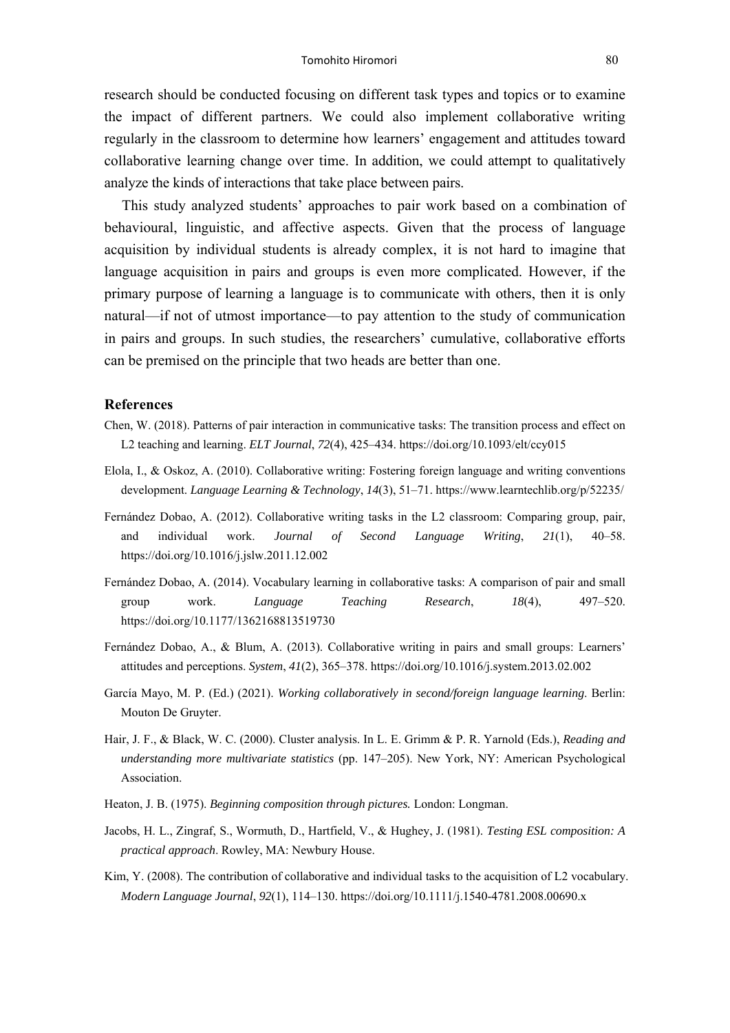research should be conducted focusing on different task types and topics or to examine the impact of different partners. We could also implement collaborative writing regularly in the classroom to determine how learners' engagement and attitudes toward collaborative learning change over time. In addition, we could attempt to qualitatively analyze the kinds of interactions that take place between pairs.

This study analyzed students' approaches to pair work based on a combination of behavioural, linguistic, and affective aspects. Given that the process of language acquisition by individual students is already complex, it is not hard to imagine that language acquisition in pairs and groups is even more complicated. However, if the primary purpose of learning a language is to communicate with others, then it is only natural—if not of utmost importance—to pay attention to the study of communication in pairs and groups. In such studies, the researchers' cumulative, collaborative efforts can be premised on the principle that two heads are better than one.

## References

Chen, W. (2018). Patterns of pair interaction in communicative tasks: The transition process and effect on L2 teaching and learning. *ELT Journal*, *72*(4), 425–434. https://doi.org/10.1093/elt/ccy015

Elola, I., & Oskoz, A. (2010). Collaborative writing: Fostering foreign language and writing conventions development. *Language Learning & Technology*, *14*(3), 51–71. https://www.learntechlib.org/p/52235/

Fernández Dobao, A. (2012). Collaborative writing tasks in the L2 classroom: Comparing group, pair, and individual work. *Journal of Second Language Writing*, *21*(1), 40–58. https://doi.org/10.1016/j.jslw.2011.12.002

Fernández Dobao, A. (2014). Vocabulary learning in collaborative tasks: A comparison of pair and small group work. *Language Teaching Research*, *18*(4), 497–520. https://doi.org/10.1177/1362168813519730

Fernández Dobao, A., & Blum, A. (2013). Collaborative writing in pairs and small groups: Learners' attitudes and perceptions. *System*, *41*(2), 365–378. https://doi.org/10.1016/j.system.2013.02.002

García Mayo, M. P. (Ed.) (2021). *Working collaboratively in second/foreign language learning*. Berlin: Mouton De Gruyter.

Hair, J. F., & Black, W. C. (2000). Cluster analysis. In L. E. Grimm & P. R. Yarnold (Eds.), *Reading and understanding more multivariate statistics* (pp. 147–205). New York, NY: American Psychological Association.

Heaton, J. B. (1975). *Beginning composition through pictures.* London: Longman.

Jacobs, H. L., Zingraf, S., Wormuth, D., Hartfield, V., & Hughey, J. (1981). *Testing ESL composition: A practical approach*. Rowley, MA: Newbury House.

Kim, Y. (2008). The contribution of collaborative and individual tasks to the acquisition of L2 vocabulary. *Modern Language Journal*, *92*(1), 114–130. https://doi.org/10.1111/j.1540-4781.2008.00690.x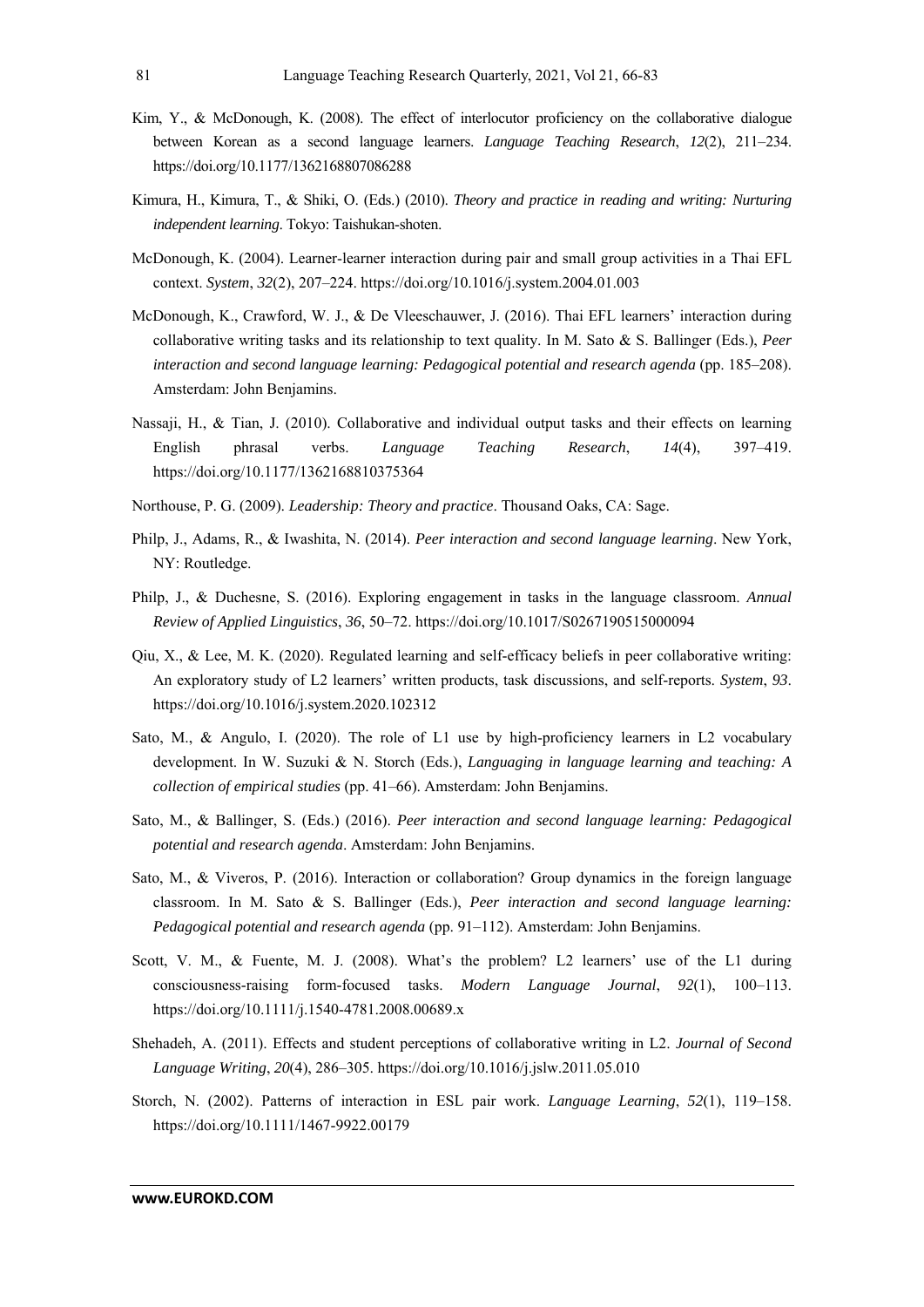Kim, Y., & McDonough, K. (2008). The effect of interlocutor proficiency on the collaborative dialogue between Korean as a second language learners. *Language Teaching Research*, *12*(2), 211–234. https://doi.org/10.1177/1362168807086288

Kimura, H., Kimura, T., & Shiki, O. (Eds.) (2010). *Theory and practice in reading and writing: Nurturing independent learning*. Tokyo: Taishukan-shoten.

McDonough, K. (2004). Learner-learner interaction during pair and small group activities in a Thai EFL context. *System*, *32*(2), 207–224. https://doi.org/10.1016/j.system.2004.01.003

McDonough, K., Crawford, W. J., & De Vleeschauwer, J. (2016). Thai EFL learners' interaction during collaborative writing tasks and its relationship to text quality. In M. Sato & S. Ballinger (Eds.), *Peer interaction and second language learning: Pedagogical potential and research agenda* (pp. 185–208). Amsterdam: John Benjamins.

Nassaji, H., & Tian, J. (2010). Collaborative and individual output tasks and their effects on learning English phrasal verbs. *Language Teaching Research*, *14*(4), 397–419. https://doi.org/10.1177/1362168810375364

Northouse, P. G. (2009). *Leadership: Theory and practice*. Thousand Oaks, CA: Sage.

Philp, J., Adams, R., & Iwashita, N. (2014). *Peer interaction and second language learning*. New York, NY: Routledge.

Philp, J., & Duchesne, S. (2016). Exploring engagement in tasks in the language classroom. *Annual Review of Applied Linguistics*, *36*, 50–72. https://doi.org/10.1017/S0267190515000094

Qiu, X., & Lee, M. K. (2020). Regulated learning and self-efficacy beliefs in peer collaborative writing: An exploratory study of L2 learners' written products, task discussions, and self-reports. *System*, *93*. https://doi.org/10.1016/j.system.2020.102312

Sato, M., & Angulo, I. (2020). The role of L1 use by high-proficiency learners in L2 vocabulary development. In W. Suzuki & N. Storch (Eds.), *Languaging in language learning and teaching: A collection of empirical studies* (pp. 41–66). Amsterdam: John Benjamins.

Sato, M., & Ballinger, S. (Eds.) (2016). *Peer interaction and second language learning: Pedagogical potential and research agenda*. Amsterdam: John Benjamins.

Sato, M., & Viveros, P. (2016). Interaction or collaboration? Group dynamics in the foreign language classroom. In M. Sato & S. Ballinger (Eds.), *Peer interaction and second language learning: Pedagogical potential and research agenda* (pp. 91–112). Amsterdam: John Benjamins.

Scott, V. M., & Fuente, M. J. (2008). What's the problem? L2 learners' use of the L1 during consciousness-raising form-focused tasks. *Modern Language Journal*, *92*(1), 100–113. https://doi.org/10.1111/j.1540-4781.2008.00689.x

Shehadeh, A. (2011). Effects and student perceptions of collaborative writing in L2. *Journal of Second Language Writing*, *20*(4), 286–305. https://doi.org/10.1016/j.jslw.2011.05.010

Storch, N. (2002). Patterns of interaction in ESL pair work. *Language Learning*, *52*(1), 119–158. https://doi.org/10.1111/1467-9922.00179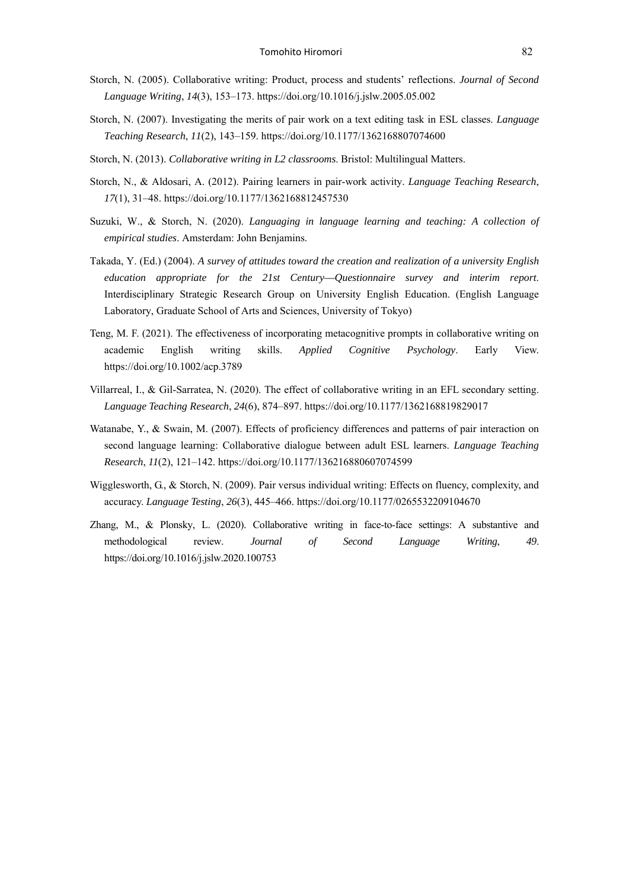Storch, N. (2005). Collaborative writing: Product, process and students' reflections. *Journal of Second Language Writing*, *14*(3), 153–173. https://doi.org/10.1016/j.jslw.2005.05.002

Storch, N. (2007). Investigating the merits of pair work on a text editing task in ESL classes. *Language Teaching Research*, *11*(2), 143–159. https://doi.org/10.1177/1362168807074600

Storch, N. (2013). *Collaborative writing in L2 classrooms*. Bristol: Multilingual Matters.

Storch, N., & Aldosari, A. (2012). Pairing learners in pair-work activity. *Language Teaching Research*, *17*(1), 31–48. https://doi.org/10.1177/1362168812457530

Suzuki, W., & Storch, N. (2020). *Languaging in language learning and teaching: A collection of empirical studies*. Amsterdam: John Benjamins.

Takada, Y. (Ed.) (2004). *A survey of attitudes toward the creation and realization of a university English education appropriate for the 21st Century—Questionnaire survey and interim report*. Interdisciplinary Strategic Research Group on University English Education. (English Language Laboratory, Graduate School of Arts and Sciences, University of Tokyo)

Teng, M. F. (2021). The effectiveness of incorporating metacognitive prompts in collaborative writing on academic English writing skills. *Applied Cognitive Psychology*. Early View. https://doi.org/10.1002/acp.3789

Villarreal, I., & Gil-Sarratea, N. (2020). The effect of collaborative writing in an EFL secondary setting. *Language Teaching Research*, *24*(6), 874–897. https://doi.org/10.1177/1362168819829017

Watanabe, Y., & Swain, M. (2007). Effects of proficiency differences and patterns of pair interaction on second language learning: Collaborative dialogue between adult ESL learners. *Language Teaching Research*, *11*(2), 121–142. https://doi.org/10.1177/136216880607074599

Wigglesworth, G., & Storch, N. (2009). Pair versus individual writing: Effects on fluency, complexity, and accuracy. *Language Testing*, *26*(3), 445–466. https://doi.org/10.1177/0265532209104670

Zhang, M., & Plonsky, L. (2020). Collaborative writing in face-to-face settings: A substantive and methodological review. *Journal of Second Language Writing*, *49*. https://doi.org/10.1016/j.jslw.2020.100753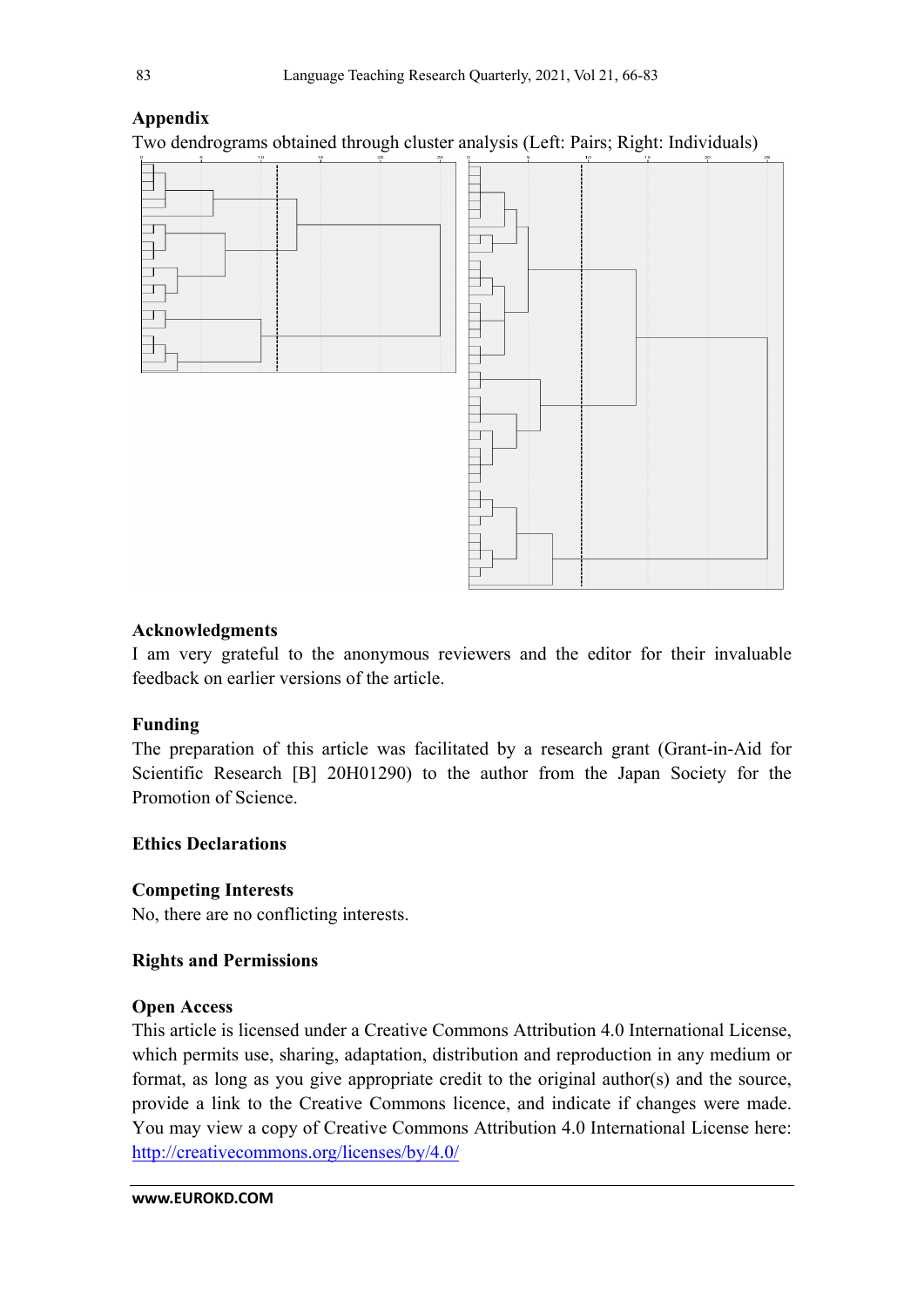## Appendix

Two dendrograms obtained through cluster analysis (Left: Pairs; Right: Individuals)

## Acknowledgments

I am very grateful to the anonymous reviewers and the editor for their invaluable feedback on earlier versions of the article.

## Funding

The preparation of this article was facilitated by a research grant (Grant-in-Aid for Scientific Research [B] 20H01290) to the author from the Japan Society for the Promotion of Science.

## Ethics Declarations

## Competing Interests

No, there are no conflicting interests.

## Rights and Permissions

## Open Access

This article is licensed under a Creative Commons Attribution 4.0 International License, which permits use, sharing, adaptation, distribution and reproduction in any medium or format, as long as you give appropriate credit to the original author(s) and the source, provide a link to the Creative Commons licence, and indicate if changes were made. You may view a copy of Creative Commons Attribution 4.0 International License here: [http://creativecommons.org/licenses/by/4.0/](http://creativecommons.org/licenses/by/4.0/)